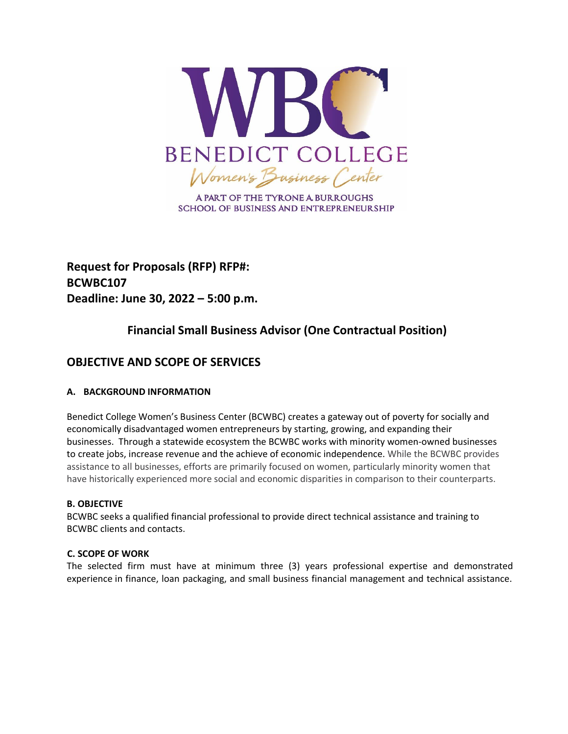WBC

BENEDICT COLLEGE

Women's Business Center

A PART OF THE TYRONE A BURROUGHS SCHOOL OF BUSINESS AND ENTREPRENEURSHIP

**Request for Proposals (RFP) RFP#: BCWBC107**
**Deadline: June 30, 2022 – 5:00 p.m.**

## Financial Small Business Advisor (One Contractual Position)

## OBJECTIVE AND SCOPE OF SERVICES

### A. BACKGROUND INFORMATION

Benedict College Women's Business Center (BCWBC) creates a gateway out of poverty for socially and economically disadvantaged women entrepreneurs by starting, growing, and expanding their businesses. Through a statewide ecosystem the BCWBC works with minority women-owned businesses to create jobs, increase revenue and the achieve of economic independence. While the BCWBC provides assistance to all businesses, efforts are primarily focused on women, particularly minority women that have historically experienced more social and economic disparities in comparison to their counterparts.

### B. OBJECTIVE

BCWBC seeks a qualified financial professional to provide direct technical assistance and training to BCWBC clients and contacts.

### C. SCOPE OF WORK

The selected firm must have at minimum three (3) years professional expertise and demonstrated experience in finance, loan packaging, and small business financial management and technical assistance.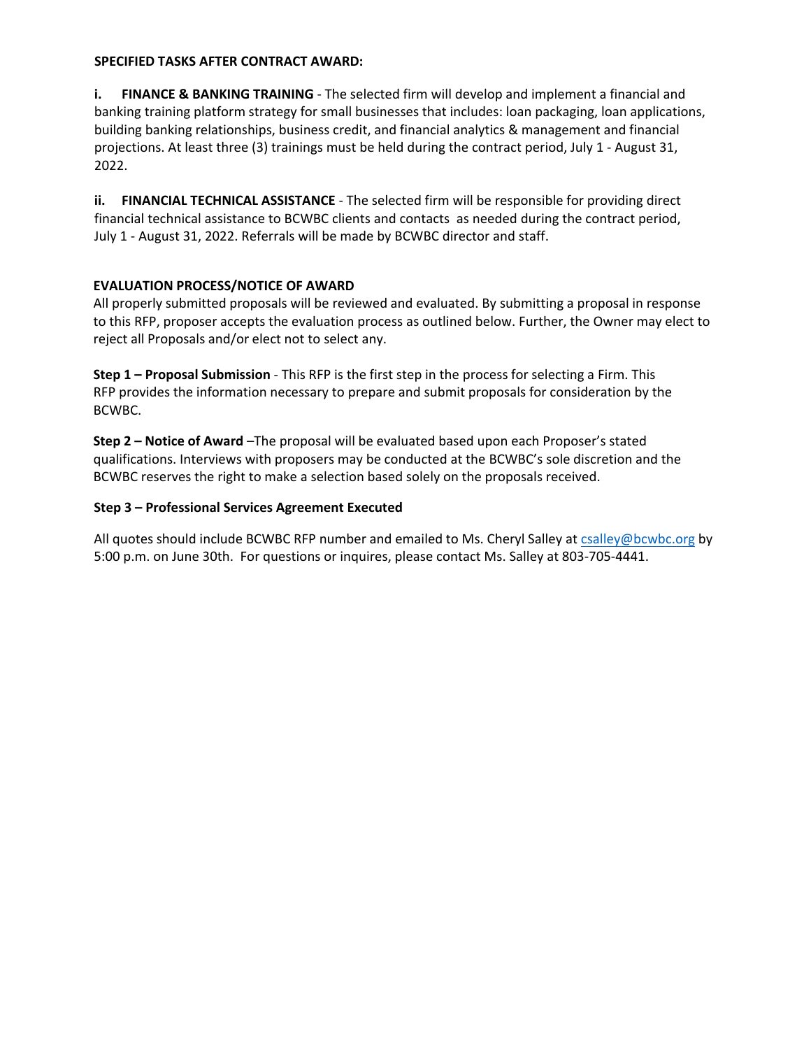**SPECIFIED TASKS AFTER CONTRACT AWARD:**

**i. FINANCE & BANKING TRAINING** - The selected firm will develop and implement a financial and banking training platform strategy for small businesses that includes: loan packaging, loan applications, building banking relationships, business credit, and financial analytics & management and financial projections. At least three (3) trainings must be held during the contract period, July 1 - August 31, 2022.

**ii. FINANCIAL TECHNICAL ASSISTANCE** - The selected firm will be responsible for providing direct financial technical assistance to BCWBC clients and contacts as needed during the contract period, July 1 - August 31, 2022. Referrals will be made by BCWBC director and staff.

**EVALUATION PROCESS/NOTICE OF AWARD**

All properly submitted proposals will be reviewed and evaluated. By submitting a proposal in response to this RFP, proposer accepts the evaluation process as outlined below. Further, the Owner may elect to reject all Proposals and/or elect not to select any.

**Step 1 – Proposal Submission** - This RFP is the first step in the process for selecting a Firm. This RFP provides the information necessary to prepare and submit proposals for consideration by the BCWBC.

**Step 2 – Notice of Award** –The proposal will be evaluated based upon each Proposer's stated qualifications. Interviews with proposers may be conducted at the BCWBC's sole discretion and the BCWBC reserves the right to make a selection based solely on the proposals received.

**Step 3 – Professional Services Agreement Executed**

All quotes should include BCWBC RFP number and emailed to Ms. Cheryl Salley at csalley@bcwbc.org by 5:00 p.m. on June 30th. For questions or inquires, please contact Ms. Salley at 803-705-4441.